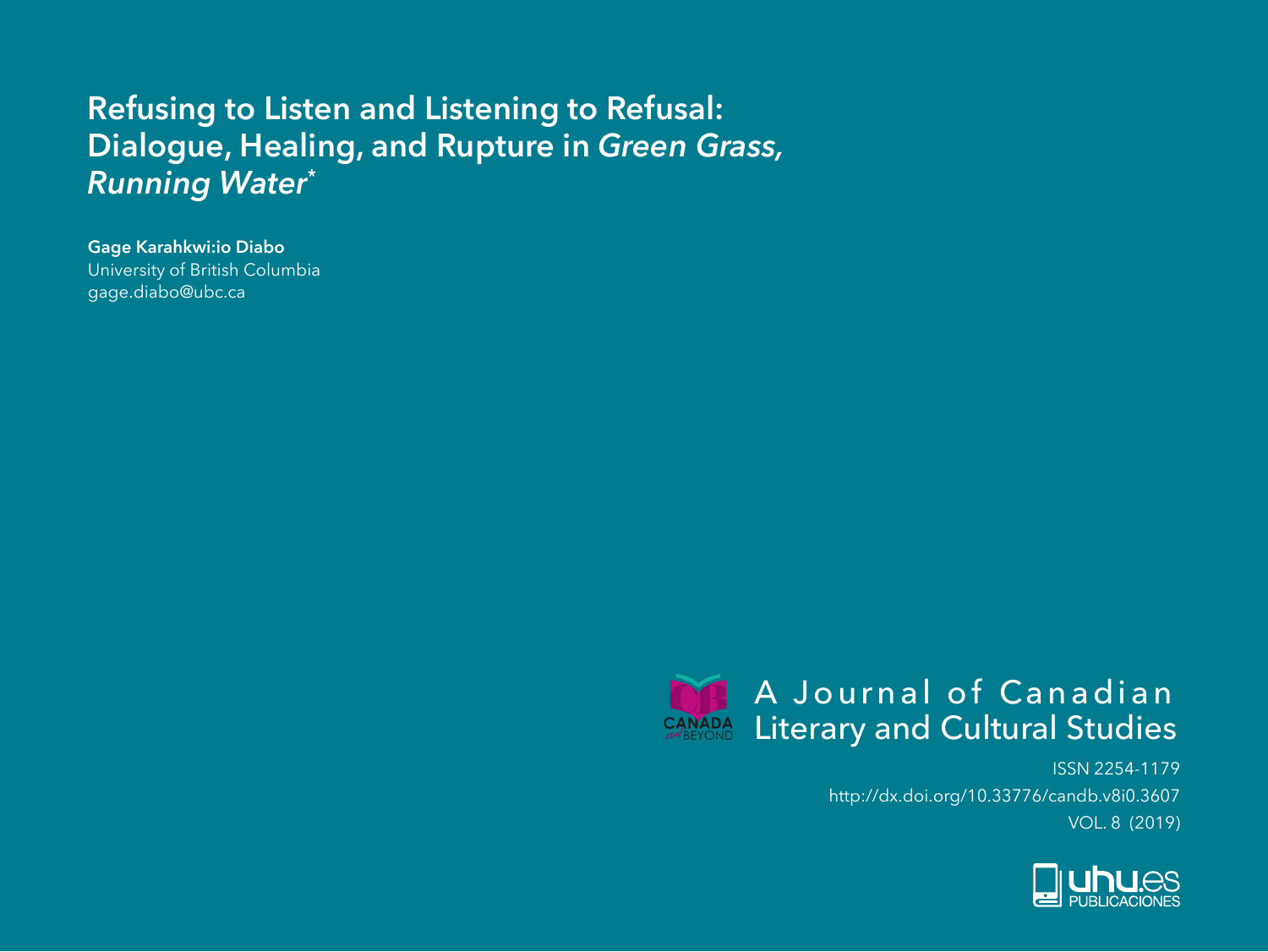# Refusing to Listen and Listening to Refusal: Dialogue, Healing, and Rupture in *Green Grass, Running Water*\*

**Gage Karahkwi:io Diabo**
University of British Columbia
gage.diabo@ubc.ca

A Journal of Canadian Literary and Cultural Studies

ISSN 2254-1179
http://dx.doi.org/10.33776/candb.v8i0.3607
VOL. 8 (2019)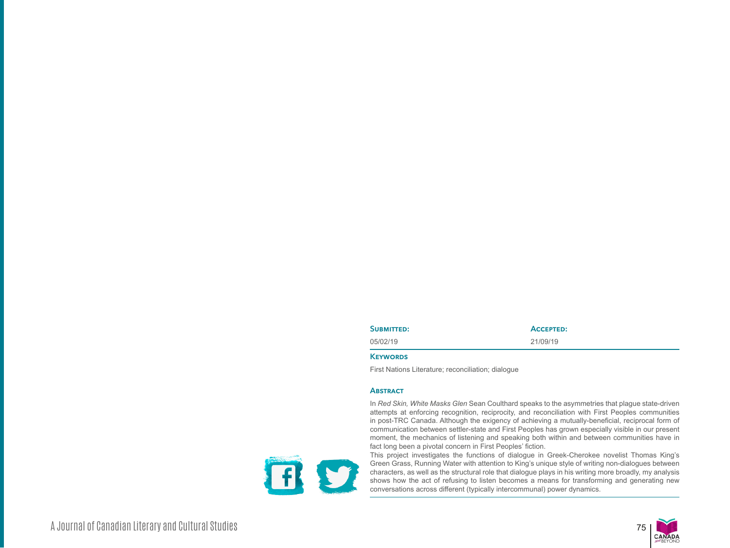| **Submitted:** | **Accepted:** |
| --- | --- |
| 05/02/19 | 21/09/19 |

**Keywords**

First Nations Literature; reconciliation; dialogue

**Abstract**

In *Red Skin, White Masks Glen* Sean Coulthard speaks to the asymmetries that plague state-driven attempts at enforcing recognition, reciprocity, and reconciliation with First Peoples communities in post-TRC Canada. Although the exigency of achieving a mutually-beneficial, reciprocal form of communication between settler-state and First Peoples has grown especially visible in our present moment, the mechanics of listening and speaking both within and between communities have in fact long been a pivotal concern in First Peoples' fiction.

This project investigates the functions of dialogue in Greek-Cherokee novelist Thomas King's Green Grass, Running Water with attention to King's unique style of writing non-dialogues between characters, as well as the structural role that dialogue plays in his writing more broadly, my analysis shows how the act of refusing to listen becomes a means for transforming and generating new conversations across different (typically intercommunal) power dynamics.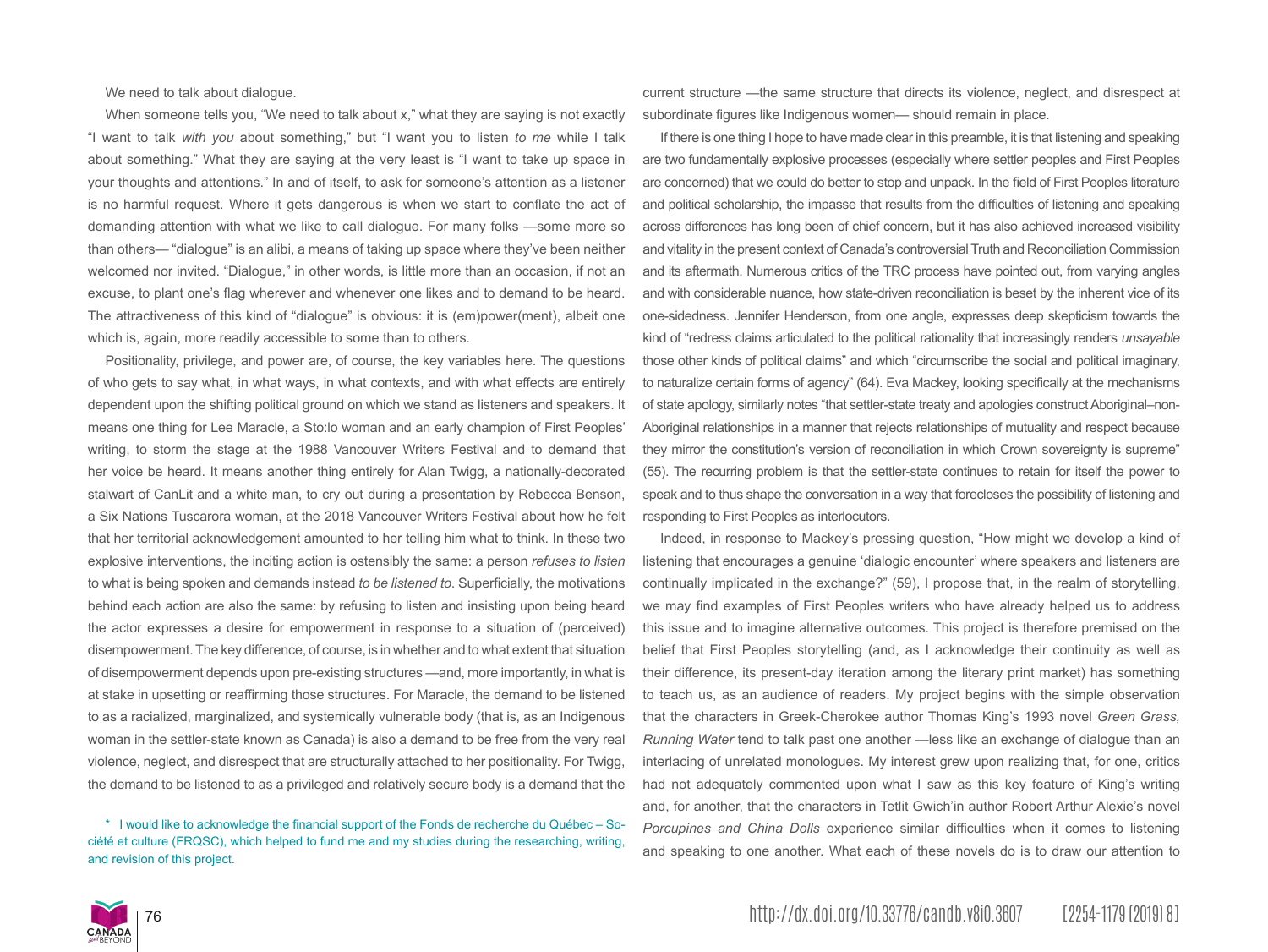We need to talk about dialogue.

When someone tells you, "We need to talk about x," what they are saying is not exactly "I want to talk *with you* about something," but "I want you to listen *to me* while I talk about something." What they are saying at the very least is "I want to take up space in your thoughts and attentions." In and of itself, to ask for someone's attention as a listener is no harmful request. Where it gets dangerous is when we start to conflate the act of demanding attention with what we like to call dialogue. For many folks —some more so than others— "dialogue" is an alibi, a means of taking up space where they've been neither welcomed nor invited. "Dialogue," in other words, is little more than an occasion, if not an excuse, to plant one's flag wherever and whenever one likes and to demand to be heard. The attractiveness of this kind of "dialogue" is obvious: it is (em)power(ment), albeit one which is, again, more readily accessible to some than to others.

Positionality, privilege, and power are, of course, the key variables here. The questions of who gets to say what, in what ways, in what contexts, and with what effects are entirely dependent upon the shifting political ground on which we stand as listeners and speakers. It means one thing for Lee Maracle, a Sto:lo woman and an early champion of First Peoples' writing, to storm the stage at the 1988 Vancouver Writers Festival and to demand that her voice be heard. It means another thing entirely for Alan Twigg, a nationally-decorated stalwart of CanLit and a white man, to cry out during a presentation by Rebecca Benson, a Six Nations Tuscarora woman, at the 2018 Vancouver Writers Festival about how he felt that her territorial acknowledgement amounted to her telling him what to think. In these two explosive interventions, the inciting action is ostensibly the same: a person *refuses to listen* to what is being spoken and demands instead *to be listened to*. Superficially, the motivations behind each action are also the same: by refusing to listen and insisting upon being heard the actor expresses a desire for empowerment in response to a situation of (perceived) disempowerment. The key difference, of course, is in whether and to what extent that situation of disempowerment depends upon pre-existing structures —and, more importantly, in what is at stake in upsetting or reaffirming those structures. For Maracle, the demand to be listened to as a racialized, marginalized, and systemically vulnerable body (that is, as an Indigenous woman in the settler-state known as Canada) is also a demand to be free from the very real violence, neglect, and disrespect that are structurally attached to her positionality. For Twigg, the demand to be listened to as a privileged and relatively secure body is a demand that the current structure —the same structure that directs its violence, neglect, and disrespect at subordinate figures like Indigenous women— should remain in place.

If there is one thing I hope to have made clear in this preamble, it is that listening and speaking are two fundamentally explosive processes (especially where settler peoples and First Peoples are concerned) that we could do better to stop and unpack. In the field of First Peoples literature and political scholarship, the impasse that results from the difficulties of listening and speaking across differences has long been of chief concern, but it has also achieved increased visibility and vitality in the present context of Canada's controversial Truth and Reconciliation Commission and its aftermath. Numerous critics of the TRC process have pointed out, from varying angles and with considerable nuance, how state-driven reconciliation is beset by the inherent vice of its one-sidedness. Jennifer Henderson, from one angle, expresses deep skepticism towards the kind of "redress claims articulated to the political rationality that increasingly renders *unsayable* those other kinds of political claims" and which "circumscribe the social and political imaginary, to naturalize certain forms of agency" (64). Eva Mackey, looking specifically at the mechanisms of state apology, similarly notes "that settler-state treaty and apologies construct Aboriginal–non-Aboriginal relationships in a manner that rejects relationships of mutuality and respect because they mirror the constitution's version of reconciliation in which Crown sovereignty is supreme" (55). The recurring problem is that the settler-state continues to retain for itself the power to speak and to thus shape the conversation in a way that forecloses the possibility of listening and responding to First Peoples as interlocutors.

Indeed, in response to Mackey's pressing question, "How might we develop a kind of listening that encourages a genuine 'dialogic encounter' where speakers and listeners are continually implicated in the exchange?" (59), I propose that, in the realm of storytelling, we may find examples of First Peoples writers who have already helped us to address this issue and to imagine alternative outcomes. This project is therefore premised on the belief that First Peoples storytelling (and, as I acknowledge their continuity as well as their difference, its present-day iteration among the literary print market) has something to teach us, as an audience of readers. My project begins with the simple observation that the characters in Greek-Cherokee author Thomas King's 1993 novel *Green Grass, Running Water* tend to talk past one another —less like an exchange of dialogue than an interlacing of unrelated monologues. My interest grew upon realizing that, for one, critics had not adequately commented upon what I saw as this key feature of King's writing and, for another, that the characters in Tetlit Gwich'in author Robert Arthur Alexie's novel *Porcupines and China Dolls* experience similar difficulties when it comes to listening and speaking to one another. What each of these novels do is to draw our attention to

\* I would like to acknowledge the financial support of the Fonds de recherche du Québec – Société et culture (FRQSC), which helped to fund me and my studies during the researching, writing, and revision of this project.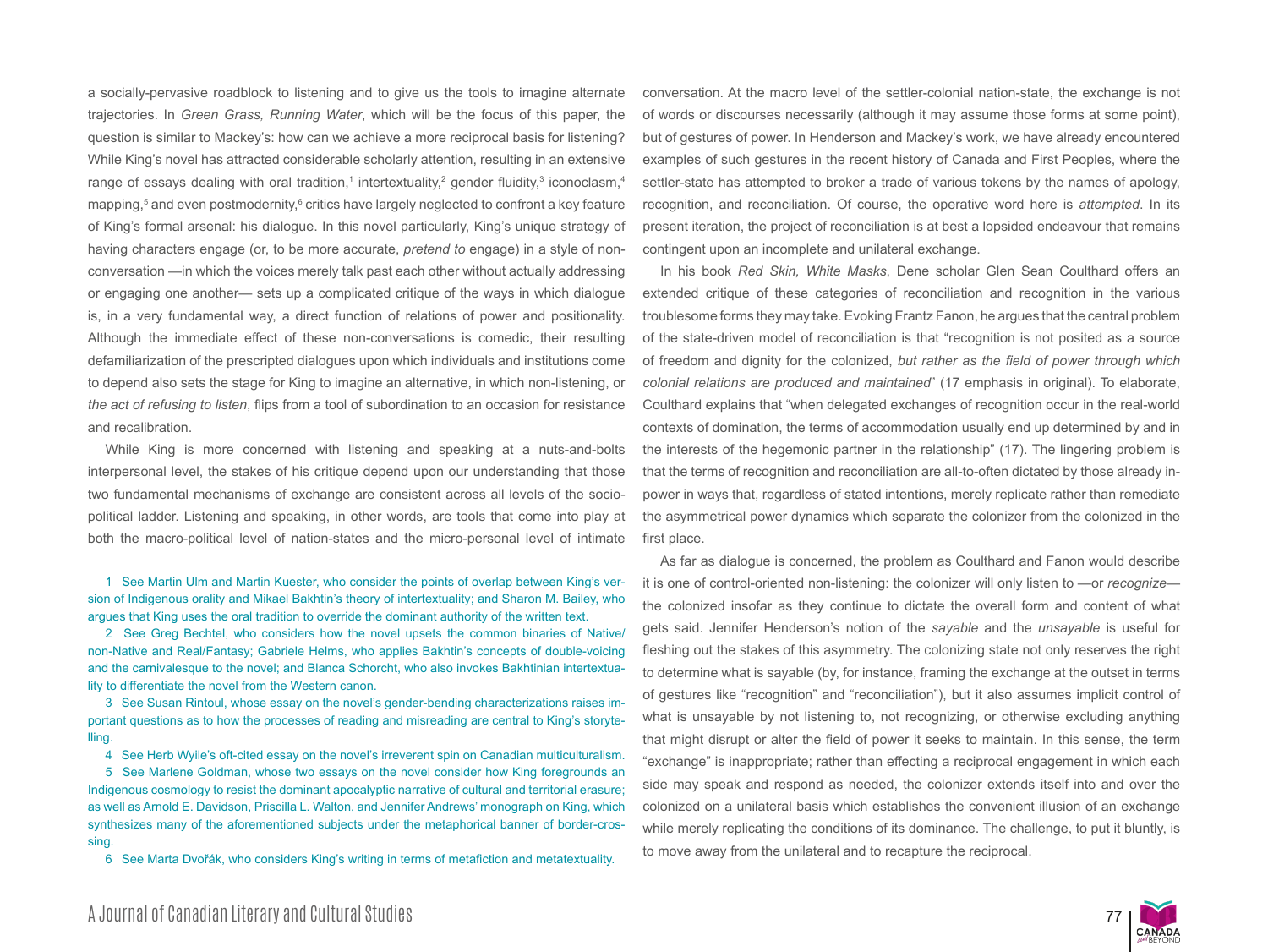a socially-pervasive roadblock to listening and to give us the tools to imagine alternate trajectories. In *Green Grass, Running Water*, which will be the focus of this paper, the question is similar to Mackey's: how can we achieve a more reciprocal basis for listening? While King's novel has attracted considerable scholarly attention, resulting in an extensive range of essays dealing with oral tradition,[1] intertextuality,[2] gender fluidity,[3] iconoclasm,[4] mapping,[5] and even postmodernity,[6] critics have largely neglected to confront a key feature of King's formal arsenal: his dialogue. In this novel particularly, King's unique strategy of having characters engage (or, to be more accurate, *pretend to* engage) in a style of non-conversation —in which the voices merely talk past each other without actually addressing or engaging one another— sets up a complicated critique of the ways in which dialogue is, in a very fundamental way, a direct function of relations of power and positionality. Although the immediate effect of these non-conversations is comedic, their resulting defamiliarization of the prescripted dialogues upon which individuals and institutions come to depend also sets the stage for King to imagine an alternative, in which non-listening, or *the act of refusing to listen*, flips from a tool of subordination to an occasion for resistance and recalibration.

While King is more concerned with listening and speaking at a nuts-and-bolts interpersonal level, the stakes of his critique depend upon our understanding that those two fundamental mechanisms of exchange are consistent across all levels of the socio-political ladder. Listening and speaking, in other words, are tools that come into play at both the macro-political level of nation-states and the micro-personal level of intimate conversation. At the macro level of the settler-colonial nation-state, the exchange is not of words or discourses necessarily (although it may assume those forms at some point), but of gestures of power. In Henderson and Mackey's work, we have already encountered examples of such gestures in the recent history of Canada and First Peoples, where the settler-state has attempted to broker a trade of various tokens by the names of apology, recognition, and reconciliation. Of course, the operative word here is *attempted*. In its present iteration, the project of reconciliation is at best a lopsided endeavour that remains contingent upon an incomplete and unilateral exchange.

In his book *Red Skin, White Masks*, Dene scholar Glen Sean Coulthard offers an extended critique of these categories of reconciliation and recognition in the various troublesome forms they may take. Evoking Frantz Fanon, he argues that the central problem of the state-driven model of reconciliation is that "recognition is not posited as a source of freedom and dignity for the colonized, *but rather as the field of power through which colonial relations are produced and maintained*" (17 emphasis in original). To elaborate, Coulthard explains that "when delegated exchanges of recognition occur in the real-world contexts of domination, the terms of accommodation usually end up determined by and in the interests of the hegemonic partner in the relationship" (17). The lingering problem is that the terms of recognition and reconciliation are all-to-often dictated by those already in-power in ways that, regardless of stated intentions, merely replicate rather than remediate the asymmetrical power dynamics which separate the colonizer from the colonized in the first place.

As far as dialogue is concerned, the problem as Coulthard and Fanon would describe it is one of control-oriented non-listening: the colonizer will only listen to —or *recognize*— the colonized insofar as they continue to dictate the overall form and content of what gets said. Jennifer Henderson's notion of the *sayable* and the *unsayable* is useful for fleshing out the stakes of this asymmetry. The colonizing state not only reserves the right to determine what is sayable (by, for instance, framing the exchange at the outset in terms of gestures like "recognition" and "reconciliation"), but it also assumes implicit control of what is unsayable by not listening to, not recognizing, or otherwise excluding anything that might disrupt or alter the field of power it seeks to maintain. In this sense, the term "exchange" is inappropriate; rather than effecting a reciprocal engagement in which each side may speak and respond as needed, the colonizer extends itself into and over the colonized on a unilateral basis which establishes the convenient illusion of an exchange while merely replicating the conditions of its dominance. The challenge, to put it bluntly, is to move away from the unilateral and to recapture the reciprocal.

1 See Martin Ulm and Martin Kuester, who consider the points of overlap between King's version of Indigenous orality and Mikael Bakhtin's theory of intertextuality; and Sharon M. Bailey, who argues that King uses the oral tradition to override the dominant authority of the written text.

2 See Greg Bechtel, who considers how the novel upsets the common binaries of Native/non-Native and Real/Fantasy; Gabriele Helms, who applies Bakhtin's concepts of double-voicing and the carnivalesque to the novel; and Blanca Schorcht, who also invokes Bakhtinian intertextuality to differentiate the novel from the Western canon.

3 See Susan Rintoul, whose essay on the novel's gender-bending characterizations raises important questions as to how the processes of reading and misreading are central to King's storytelling.

4 See Herb Wyile's oft-cited essay on the novel's irreverent spin on Canadian multiculturalism.

5 See Marlene Goldman, whose two essays on the novel consider how King foregrounds an Indigenous cosmology to resist the dominant apocalyptic narrative of cultural and territorial erasure; as well as Arnold E. Davidson, Priscilla L. Walton, and Jennifer Andrews' monograph on King, which synthesizes many of the aforementioned subjects under the metaphorical banner of border-crossing.

6 See Marta Dvořák, who considers King's writing in terms of metafiction and metatextuality.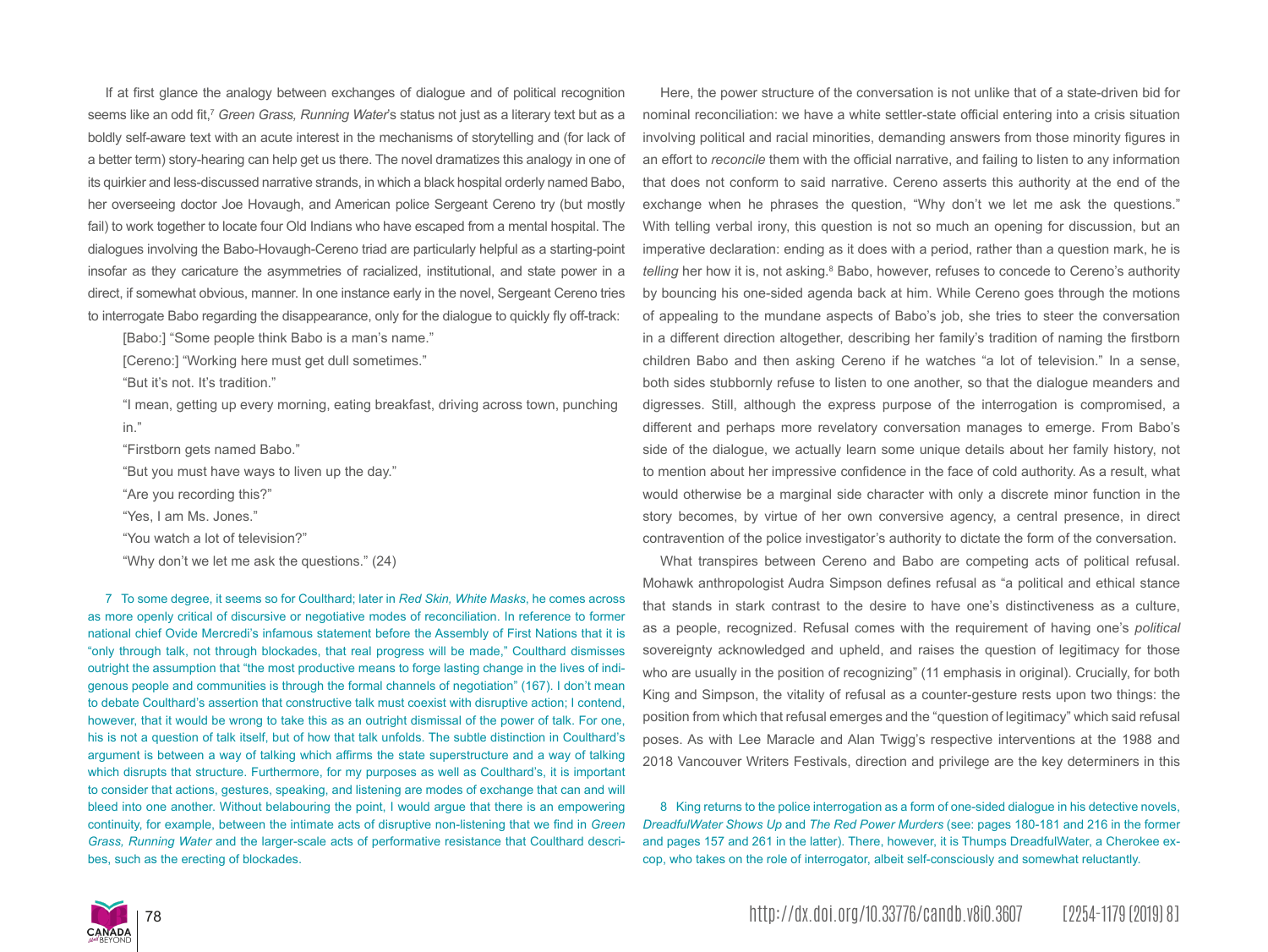If at first glance the analogy between exchanges of dialogue and of political recognition seems like an odd fit,[7] *Green Grass, Running Water*'s status not just as a literary text but as a boldly self-aware text with an acute interest in the mechanisms of storytelling and (for lack of a better term) story-hearing can help get us there. The novel dramatizes this analogy in one of its quirkier and less-discussed narrative strands, in which a black hospital orderly named Babo, her overseeing doctor Joe Hovaugh, and American police Sergeant Cereno try (but mostly fail) to work together to locate four Old Indians who have escaped from a mental hospital. The dialogues involving the Babo-Hovaugh-Cereno triad are particularly helpful as a starting-point insofar as they caricature the asymmetries of racialized, institutional, and state power in a direct, if somewhat obvious, manner. In one instance early in the novel, Sergeant Cereno tries to interrogate Babo regarding the disappearance, only for the dialogue to quickly fly off-track:

> [Babo:] "Some people think Babo is a man's name."
>
> [Cereno:] "Working here must get dull sometimes."
>
> "But it's not. It's tradition."
>
> "I mean, getting up every morning, eating breakfast, driving across town, punching in."
>
> "Firstborn gets named Babo."
>
> "But you must have ways to liven up the day."
>
> "Are you recording this?"
>
> "Yes, I am Ms. Jones."
>
> "You watch a lot of television?"
>
> "Why don't we let me ask the questions." (24)

Here, the power structure of the conversation is not unlike that of a state-driven bid for nominal reconciliation: we have a white settler-state official entering into a crisis situation involving political and racial minorities, demanding answers from those minority figures in an effort to *reconcile* them with the official narrative, and failing to listen to any information that does not conform to said narrative. Cereno asserts this authority at the end of the exchange when he phrases the question, "Why don't we let me ask the questions." With telling verbal irony, this question is not so much an opening for discussion, but an imperative declaration: ending as it does with a period, rather than a question mark, he is *telling* her how it is, not asking.[8] Babo, however, refuses to concede to Cereno's authority by bouncing his one-sided agenda back at him. While Cereno goes through the motions of appealing to the mundane aspects of Babo's job, she tries to steer the conversation in a different direction altogether, describing her family's tradition of naming the firstborn children Babo and then asking Cereno if he watches "a lot of television." In a sense, both sides stubbornly refuse to listen to one another, so that the dialogue meanders and digresses. Still, although the express purpose of the interrogation is compromised, a different and perhaps more revelatory conversation manages to emerge. From Babo's side of the dialogue, we actually learn some unique details about her family history, not to mention about her impressive confidence in the face of cold authority. As a result, what would otherwise be a marginal side character with only a discrete minor function in the story becomes, by virtue of her own conversive agency, a central presence, in direct contravention of the police investigator's authority to dictate the form of the conversation.

What transpires between Cereno and Babo are competing acts of political refusal. Mohawk anthropologist Audra Simpson defines refusal as "a political and ethical stance that stands in stark contrast to the desire to have one's distinctiveness as a culture, as a people, recognized. Refusal comes with the requirement of having one's *political* sovereignty acknowledged and upheld, and raises the question of legitimacy for those who are usually in the position of recognizing" (11 emphasis in original). Crucially, for both King and Simpson, the vitality of refusal as a counter-gesture rests upon two things: the position from which that refusal emerges and the "question of legitimacy" which said refusal poses. As with Lee Maracle and Alan Twigg's respective interventions at the 1988 and 2018 Vancouver Writers Festivals, direction and privilege are the key determiners in this

---

7 To some degree, it seems so for Coulthard; later in *Red Skin, White Masks*, he comes across as more openly critical of discursive or negotiative modes of reconciliation. In reference to former national chief Ovide Mercredi's infamous statement before the Assembly of First Nations that it is "only through talk, not through blockades, that real progress will be made," Coulthard dismisses outright the assumption that "the most productive means to forge lasting change in the lives of indigenous people and communities is through the formal channels of negotiation" (167). I don't mean to debate Coulthard's assertion that constructive talk must coexist with disruptive action; I contend, however, that it would be wrong to take this as an outright dismissal of the power of talk. For one, his is not a question of talk itself, but of how that talk unfolds. The subtle distinction in Coulthard's argument is between a way of talking which affirms the state superstructure and a way of talking which disrupts that structure. Furthermore, for my purposes as well as Coulthard's, it is important to consider that actions, gestures, speaking, and listening are modes of exchange that can and will bleed into one another. Without belabouring the point, I would argue that there is an empowering continuity, for example, between the intimate acts of disruptive non-listening that we find in *Green Grass, Running Water* and the larger-scale acts of performative resistance that Coulthard describes, such as the erecting of blockades.

8 King returns to the police interrogation as a form of one-sided dialogue in his detective novels, *DreadfulWater Shows Up* and *The Red Power Murders* (see: pages 180-181 and 216 in the former and pages 157 and 261 in the latter). There, however, it is Thumps DreadfulWater, a Cherokee ex-cop, who takes on the role of interrogator, albeit self-consciously and somewhat reluctantly.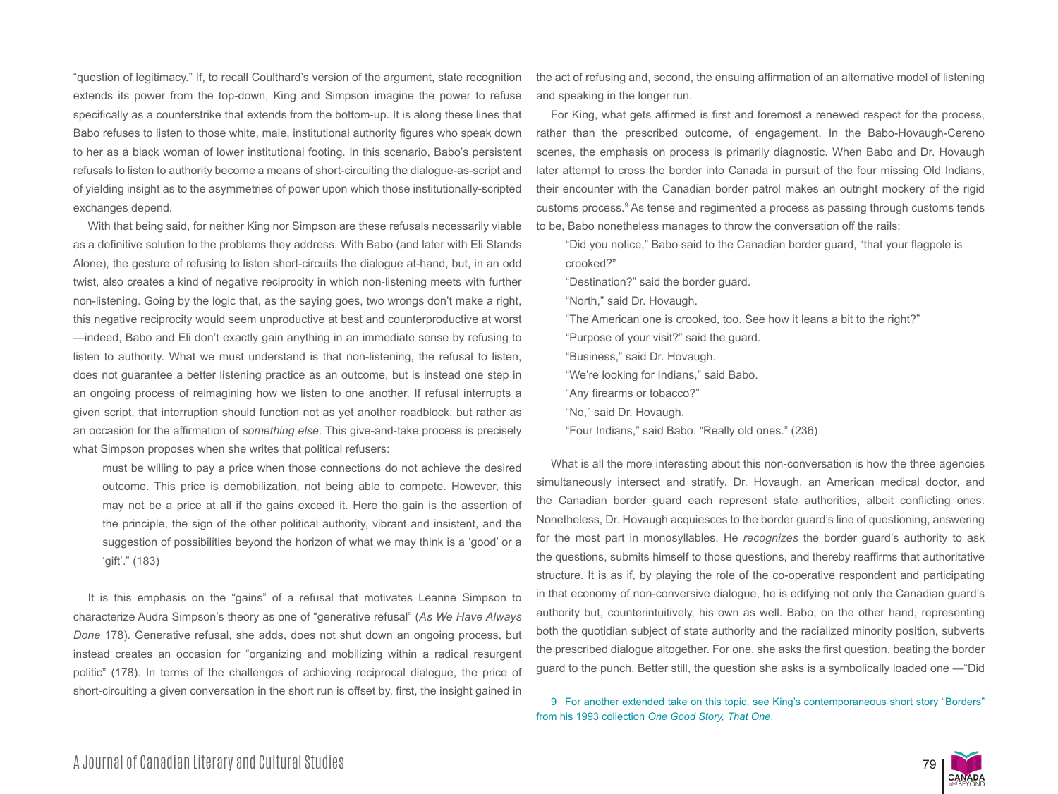"question of legitimacy." If, to recall Coulthard's version of the argument, state recognition extends its power from the top-down, King and Simpson imagine the power to refuse specifically as a counterstrike that extends from the bottom-up. It is along these lines that Babo refuses to listen to those white, male, institutional authority figures who speak down to her as a black woman of lower institutional footing. In this scenario, Babo's persistent refusals to listen to authority become a means of short-circuiting the dialogue-as-script and of yielding insight as to the asymmetries of power upon which those institutionally-scripted exchanges depend.

With that being said, for neither King nor Simpson are these refusals necessarily viable as a definitive solution to the problems they address. With Babo (and later with Eli Stands Alone), the gesture of refusing to listen short-circuits the dialogue at-hand, but, in an odd twist, also creates a kind of negative reciprocity in which non-listening meets with further non-listening. Going by the logic that, as the saying goes, two wrongs don't make a right, this negative reciprocity would seem unproductive at best and counterproductive at worst—indeed, Babo and Eli don't exactly gain anything in an immediate sense by refusing to listen to authority. What we must understand is that non-listening, the refusal to listen, does not guarantee a better listening practice as an outcome, but is instead one step in an ongoing process of reimagining how we listen to one another. If refusal interrupts a given script, that interruption should function not as yet another roadblock, but rather as an occasion for the affirmation of *something else*. This give-and-take process is precisely what Simpson proposes when she writes that political refusers:

> must be willing to pay a price when those connections do not achieve the desired outcome. This price is demobilization, not being able to compete. However, this may not be a price at all if the gains exceed it. Here the gain is the assertion of the principle, the sign of the other political authority, vibrant and insistent, and the suggestion of possibilities beyond the horizon of what we may think is a 'good' or a 'gift'." (183)

It is this emphasis on the "gains" of a refusal that motivates Leanne Simpson to characterize Audra Simpson's theory as one of "generative refusal" (*As We Have Always Done* 178). Generative refusal, she adds, does not shut down an ongoing process, but instead creates an occasion for "organizing and mobilizing within a radical resurgent politic" (178). In terms of the challenges of achieving reciprocal dialogue, the price of short-circuiting a given conversation in the short run is offset by, first, the insight gained in the act of refusing and, second, the ensuing affirmation of an alternative model of listening and speaking in the longer run.

For King, what gets affirmed is first and foremost a renewed respect for the process, rather than the prescribed outcome, of engagement. In the Babo-Hovaugh-Cereno scenes, the emphasis on process is primarily diagnostic. When Babo and Dr. Hovaugh later attempt to cross the border into Canada in pursuit of the four missing Old Indians, their encounter with the Canadian border patrol makes an outright mockery of the rigid customs process.[9] As tense and regimented a process as passing through customs tends to be, Babo nonetheless manages to throw the conversation off the rails:

> "Did you notice," Babo said to the Canadian border guard, "that your flagpole is crooked?"
> "Destination?" said the border guard.
> "North," said Dr. Hovaugh.
> "The American one is crooked, too. See how it leans a bit to the right?"
> "Purpose of your visit?" said the guard.
> "Business," said Dr. Hovaugh.
> "We're looking for Indians," said Babo.
> "Any firearms or tobacco?"
> "No," said Dr. Hovaugh.
> "Four Indians," said Babo. "Really old ones." (236)

What is all the more interesting about this non-conversation is how the three agencies simultaneously intersect and stratify. Dr. Hovaugh, an American medical doctor, and the Canadian border guard each represent state authorities, albeit conflicting ones. Nonetheless, Dr. Hovaugh acquiesces to the border guard's line of questioning, answering for the most part in monosyllables. He *recognizes* the border guard's authority to ask the questions, submits himself to those questions, and thereby reaffirms that authoritative structure. It is as if, by playing the role of the co-operative respondent and participating in that economy of non-conversive dialogue, he is edifying not only the Canadian guard's authority but, counterintuitively, his own as well. Babo, on the other hand, representing both the quotidian subject of state authority and the racialized minority position, subverts the prescribed dialogue altogether. For one, she asks the first question, beating the border guard to the punch. Better still, the question she asks is a symbolically loaded one —"Did

9 For another extended take on this topic, see King's contemporaneous short story "Borders" from his 1993 collection *One Good Story, That One*.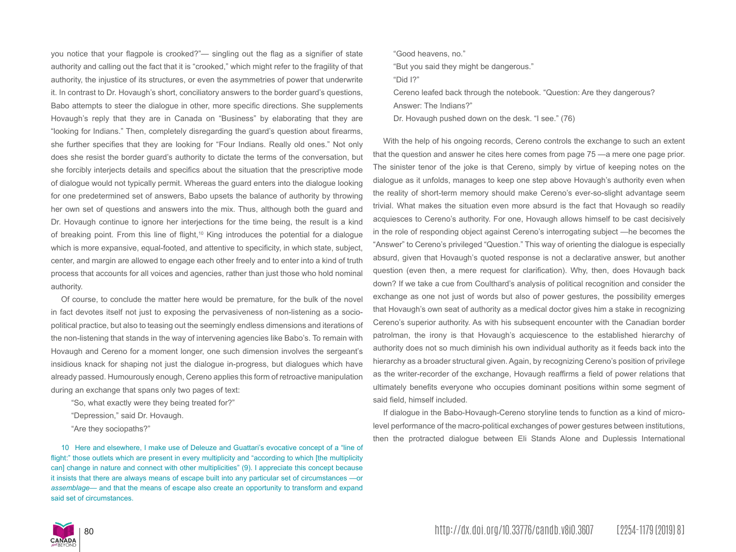you notice that your flagpole is crooked?"— singling out the flag as a signifier of state authority and calling out the fact that it is "crooked," which might refer to the fragility of that authority, the injustice of its structures, or even the asymmetries of power that underwrite it. In contrast to Dr. Hovaugh's short, conciliatory answers to the border guard's questions, Babo attempts to steer the dialogue in other, more specific directions. She supplements Hovaugh's reply that they are in Canada on "Business" by elaborating that they are "looking for Indians." Then, completely disregarding the guard's question about firearms, she further specifies that they are looking for "Four Indians. Really old ones." Not only does she resist the border guard's authority to dictate the terms of the conversation, but she forcibly interjects details and specifics about the situation that the prescriptive mode of dialogue would not typically permit. Whereas the guard enters into the dialogue looking for one predetermined set of answers, Babo upsets the balance of authority by throwing her own set of questions and answers into the mix. Thus, although both the guard and Dr. Hovaugh continue to ignore her interjections for the time being, the result is a kind of breaking point. From this line of flight,[10] King introduces the potential for a dialogue which is more expansive, equal-footed, and attentive to specificity, in which state, subject, center, and margin are allowed to engage each other freely and to enter into a kind of truth process that accounts for all voices and agencies, rather than just those who hold nominal authority.

Of course, to conclude the matter here would be premature, for the bulk of the novel in fact devotes itself not just to exposing the pervasiveness of non-listening as a socio-political practice, but also to teasing out the seemingly endless dimensions and iterations of the non-listening that stands in the way of intervening agencies like Babo's. To remain with Hovaugh and Cereno for a moment longer, one such dimension involves the sergeant's insidious knack for shaping not just the dialogue in-progress, but dialogues which have already passed. Humourously enough, Cereno applies this form of retroactive manipulation during an exchange that spans only two pages of text:

> "So, what exactly were they being treated for?"
>
> "Depression," said Dr. Hovaugh.
>
> "Are they sociopaths?"
>
> "Good heavens, no."
>
> "But you said they might be dangerous."
>
> "Did I?"
>
> Cereno leafed back through the notebook. "Question: Are they dangerous? Answer: The Indians?"
>
> Dr. Hovaugh pushed down on the desk. "I see." (76)

With the help of his ongoing records, Cereno controls the exchange to such an extent that the question and answer he cites here comes from page 75 —a mere one page prior. The sinister tenor of the joke is that Cereno, simply by virtue of keeping notes on the dialogue as it unfolds, manages to keep one step above Hovaugh's authority even when the reality of short-term memory should make Cereno's ever-so-slight advantage seem trivial. What makes the situation even more absurd is the fact that Hovaugh so readily acquiesces to Cereno's authority. For one, Hovaugh allows himself to be cast decisively in the role of responding object against Cereno's interrogating subject —he becomes the "Answer" to Cereno's privileged "Question." This way of orienting the dialogue is especially absurd, given that Hovaugh's quoted response is not a declarative answer, but another question (even then, a mere request for clarification). Why, then, does Hovaugh back down? If we take a cue from Coulthard's analysis of political recognition and consider the exchange as one not just of words but also of power gestures, the possibility emerges that Hovaugh's own seat of authority as a medical doctor gives him a stake in recognizing Cereno's superior authority. As with his subsequent encounter with the Canadian border patrolman, the irony is that Hovaugh's acquiescence to the established hierarchy of authority does not so much diminish his own individual authority as it feeds back into the hierarchy as a broader structural given. Again, by recognizing Cereno's position of privilege as the writer-recorder of the exchange, Hovaugh reaffirms a field of power relations that ultimately benefits everyone who occupies dominant positions within some segment of said field, himself included.

If dialogue in the Babo-Hovaugh-Cereno storyline tends to function as a kind of micro-level performance of the macro-political exchanges of power gestures between institutions, then the protracted dialogue between Eli Stands Alone and Duplessis International

10 Here and elsewhere, I make use of Deleuze and Guattari's evocative concept of a "line of flight:" those outlets which are present in every multiplicity and "according to which [the multiplicity can] change in nature and connect with other multiplicities" (9). I appreciate this concept because it insists that there are always means of escape built into any particular set of circumstances —or *assemblage*— and that the means of escape also create an opportunity to transform and expand said set of circumstances.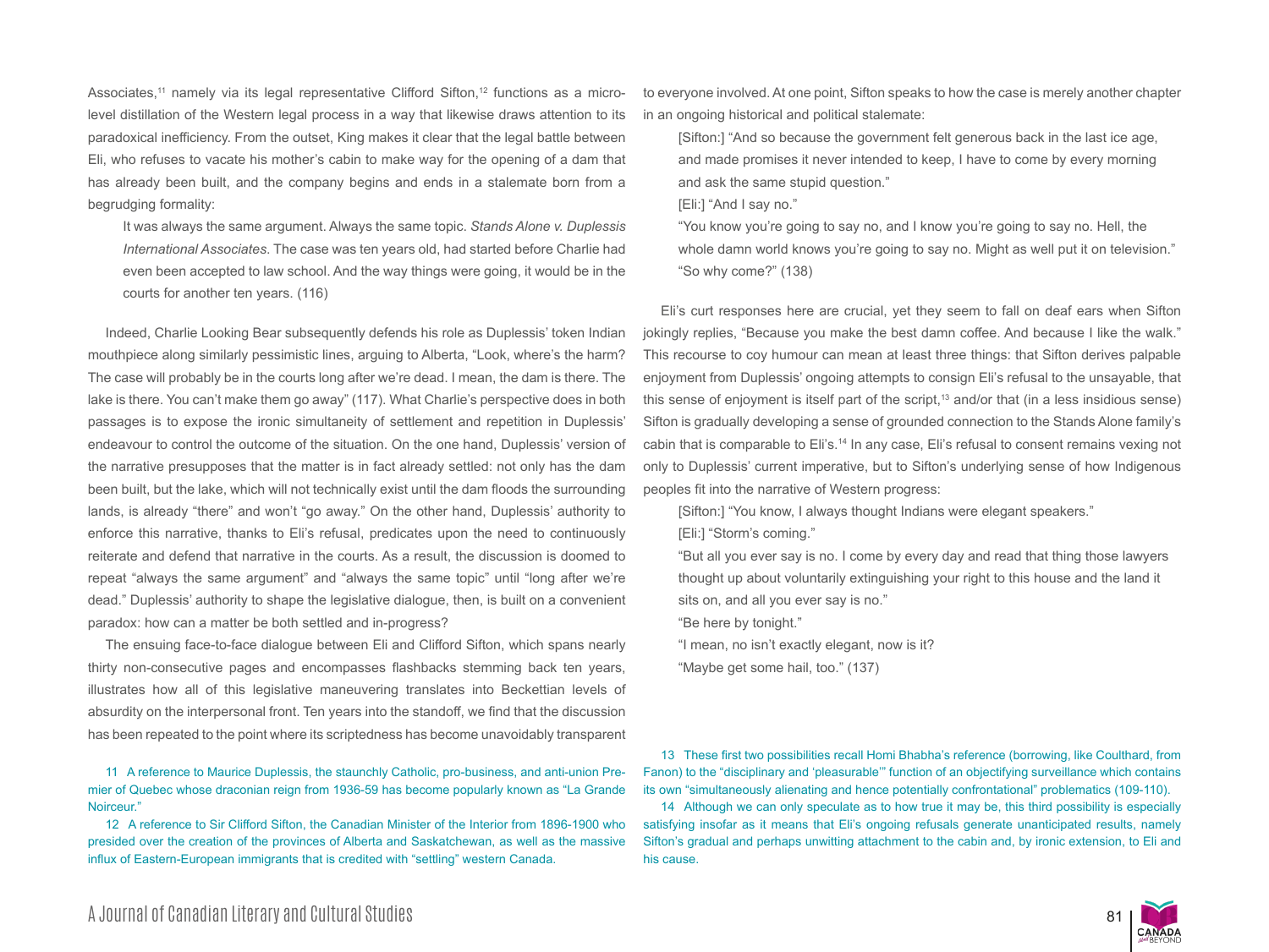Associates,[11] namely via its legal representative Clifford Sifton,[12] functions as a micro-level distillation of the Western legal process in a way that likewise draws attention to its paradoxical inefficiency. From the outset, King makes it clear that the legal battle between Eli, who refuses to vacate his mother's cabin to make way for the opening of a dam that has already been built, and the company begins and ends in a stalemate born from a begrudging formality:

> It was always the same argument. Always the same topic. *Stands Alone v. Duplessis International Associates*. The case was ten years old, had started before Charlie had even been accepted to law school. And the way things were going, it would be in the courts for another ten years. (116)

Indeed, Charlie Looking Bear subsequently defends his role as Duplessis' token Indian mouthpiece along similarly pessimistic lines, arguing to Alberta, "Look, where's the harm? The case will probably be in the courts long after we're dead. I mean, the dam is there. The lake is there. You can't make them go away" (117). What Charlie's perspective does in both passages is to expose the ironic simultaneity of settlement and repetition in Duplessis' endeavour to control the outcome of the situation. On the one hand, Duplessis' version of the narrative presupposes that the matter is in fact already settled: not only has the dam been built, but the lake, which will not technically exist until the dam floods the surrounding lands, is already "there" and won't "go away." On the other hand, Duplessis' authority to enforce this narrative, thanks to Eli's refusal, predicates upon the need to continuously reiterate and defend that narrative in the courts. As a result, the discussion is doomed to repeat "always the same argument" and "always the same topic" until "long after we're dead." Duplessis' authority to shape the legislative dialogue, then, is built on a convenient paradox: how can a matter be both settled and in-progress?

The ensuing face-to-face dialogue between Eli and Clifford Sifton, which spans nearly thirty non-consecutive pages and encompasses flashbacks stemming back ten years, illustrates how all of this legislative maneuvering translates into Beckettian levels of absurdity on the interpersonal front. Ten years into the standoff, we find that the discussion has been repeated to the point where its scriptedness has become unavoidably transparent to everyone involved. At one point, Sifton speaks to how the case is merely another chapter in an ongoing historical and political stalemate:

> [Sifton:] "And so because the government felt generous back in the last ice age, and made promises it never intended to keep, I have to come by every morning and ask the same stupid question."
>
> [Eli:] "And I say no."
>
> "You know you're going to say no, and I know you're going to say no. Hell, the whole damn world knows you're going to say no. Might as well put it on television."
>
> "So why come?" (138)

Eli's curt responses here are crucial, yet they seem to fall on deaf ears when Sifton jokingly replies, "Because you make the best damn coffee. And because I like the walk." This recourse to coy humour can mean at least three things: that Sifton derives palpable enjoyment from Duplessis' ongoing attempts to consign Eli's refusal to the unsayable, that this sense of enjoyment is itself part of the script,[13] and/or that (in a less insidious sense) Sifton is gradually developing a sense of grounded connection to the Stands Alone family's cabin that is comparable to Eli's.[14] In any case, Eli's refusal to consent remains vexing not only to Duplessis' current imperative, but to Sifton's underlying sense of how Indigenous peoples fit into the narrative of Western progress:

> [Sifton:] "You know, I always thought Indians were elegant speakers."
>
> [Eli:] "Storm's coming."
>
> "But all you ever say is no. I come by every day and read that thing those lawyers thought up about voluntarily extinguishing your right to this house and the land it sits on, and all you ever say is no."
>
> "Be here by tonight."
>
> "I mean, no isn't exactly elegant, now is it?
>
> "Maybe get some hail, too." (137)

---

11 A reference to Maurice Duplessis, the staunchly Catholic, pro-business, and anti-union Premier of Quebec whose draconian reign from 1936-59 has become popularly known as "La Grande Noirceur."

12 A reference to Sir Clifford Sifton, the Canadian Minister of the Interior from 1896-1900 who presided over the creation of the provinces of Alberta and Saskatchewan, as well as the massive influx of Eastern-European immigrants that is credited with "settling" western Canada.

13 These first two possibilities recall Homi Bhabha's reference (borrowing, like Coulthard, from Fanon) to the "disciplinary and 'pleasurable'" function of an objectifying surveillance which contains its own "simultaneously alienating and hence potentially confrontational" problematics (109-110).

14 Although we can only speculate as to how true it may be, this third possibility is especially satisfying insofar as it means that Eli's ongoing refusals generate unanticipated results, namely Sifton's gradual and perhaps unwitting attachment to the cabin and, by ironic extension, to Eli and his cause.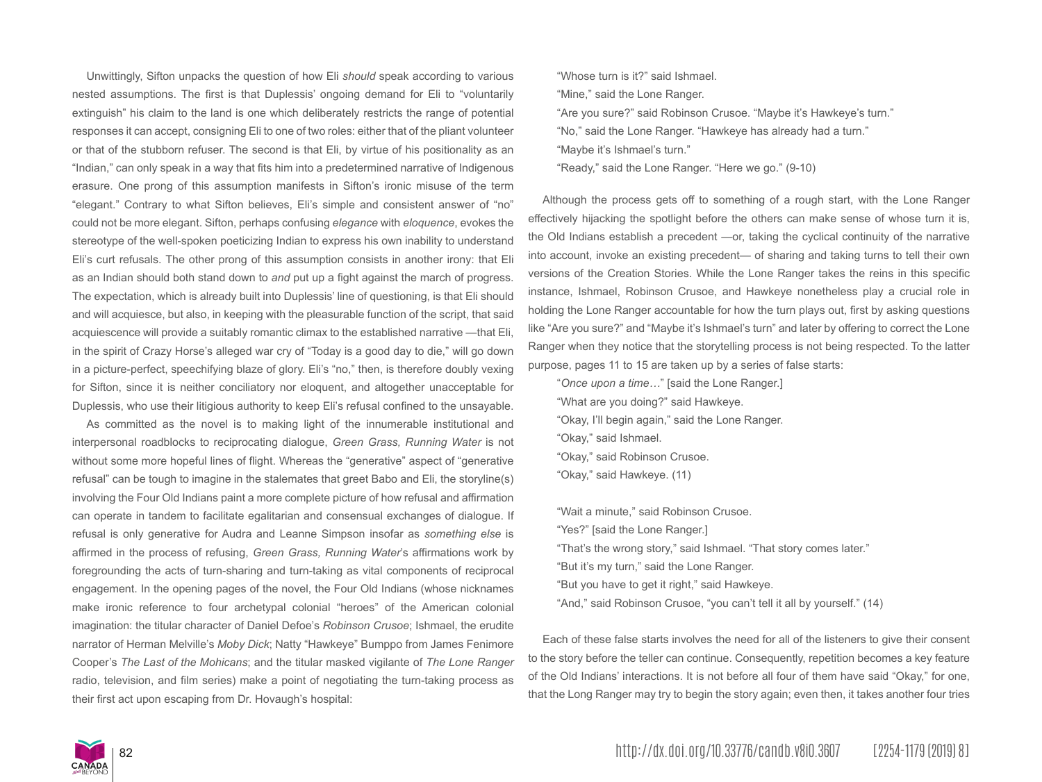Unwittingly, Sifton unpacks the question of how Eli *should* speak according to various nested assumptions. The first is that Duplessis' ongoing demand for Eli to "voluntarily extinguish" his claim to the land is one which deliberately restricts the range of potential responses it can accept, consigning Eli to one of two roles: either that of the pliant volunteer or that of the stubborn refuser. The second is that Eli, by virtue of his positionality as an "Indian," can only speak in a way that fits him into a predetermined narrative of Indigenous erasure. One prong of this assumption manifests in Sifton's ironic misuse of the term "elegant." Contrary to what Sifton believes, Eli's simple and consistent answer of "no" could not be more elegant. Sifton, perhaps confusing *elegance* with *eloquence*, evokes the stereotype of the well-spoken poeticizing Indian to express his own inability to understand Eli's curt refusals. The other prong of this assumption consists in another irony: that Eli as an Indian should both stand down to *and* put up a fight against the march of progress. The expectation, which is already built into Duplessis' line of questioning, is that Eli should and will acquiesce, but also, in keeping with the pleasurable function of the script, that said acquiescence will provide a suitably romantic climax to the established narrative —that Eli, in the spirit of Crazy Horse's alleged war cry of "Today is a good day to die," will go down in a picture-perfect, speechifying blaze of glory. Eli's "no," then, is therefore doubly vexing for Sifton, since it is neither conciliatory nor eloquent, and altogether unacceptable for Duplessis, who use their litigious authority to keep Eli's refusal confined to the unsayable.

As committed as the novel is to making light of the innumerable institutional and interpersonal roadblocks to reciprocating dialogue, *Green Grass, Running Water* is not without some more hopeful lines of flight. Whereas the "generative" aspect of "generative refusal" can be tough to imagine in the stalemates that greet Babo and Eli, the storyline(s) involving the Four Old Indians paint a more complete picture of how refusal and affirmation can operate in tandem to facilitate egalitarian and consensual exchanges of dialogue. If refusal is only generative for Audra and Leanne Simpson insofar as *something else* is affirmed in the process of refusing, *Green Grass, Running Water*'s affirmations work by foregrounding the acts of turn-sharing and turn-taking as vital components of reciprocal engagement. In the opening pages of the novel, the Four Old Indians (whose nicknames make ironic reference to four archetypal colonial "heroes" of the American colonial imagination: the titular character of Daniel Defoe's *Robinson Crusoe*; Ishmael, the erudite narrator of Herman Melville's *Moby Dick*; Natty "Hawkeye" Bumppo from James Fenimore Cooper's *The Last of the Mohicans*; and the titular masked vigilante of *The Lone Ranger* radio, television, and film series) make a point of negotiating the turn-taking process as their first act upon escaping from Dr. Hovaugh's hospital:

> "Whose turn is it?" said Ishmael.
> "Mine," said the Lone Ranger.
> "Are you sure?" said Robinson Crusoe. "Maybe it's Hawkeye's turn."
> "No," said the Lone Ranger. "Hawkeye has already had a turn."
> "Maybe it's Ishmael's turn."
> "Ready," said the Lone Ranger. "Here we go." (9-10)

Although the process gets off to something of a rough start, with the Lone Ranger effectively hijacking the spotlight before the others can make sense of whose turn it is, the Old Indians establish a precedent —or, taking the cyclical continuity of the narrative into account, invoke an existing precedent— of sharing and taking turns to tell their own versions of the Creation Stories. While the Lone Ranger takes the reins in this specific instance, Ishmael, Robinson Crusoe, and Hawkeye nonetheless play a crucial role in holding the Lone Ranger accountable for how the turn plays out, first by asking questions like "Are you sure?" and "Maybe it's Ishmael's turn" and later by offering to correct the Lone Ranger when they notice that the storytelling process is not being respected. To the latter purpose, pages 11 to 15 are taken up by a series of false starts:

> "*Once upon a time…*" [said the Lone Ranger.]
> "What are you doing?" said Hawkeye.
> "Okay, I'll begin again," said the Lone Ranger.
> "Okay," said Ishmael.
> "Okay," said Robinson Crusoe.
> "Okay," said Hawkeye. (11)

> "Wait a minute," said Robinson Crusoe.
> "Yes?" [said the Lone Ranger.]
> "That's the wrong story," said Ishmael. "That story comes later."
> "But it's my turn," said the Lone Ranger.
> "But you have to get it right," said Hawkeye.
> "And," said Robinson Crusoe, "you can't tell it all by yourself." (14)

Each of these false starts involves the need for all of the listeners to give their consent to the story before the teller can continue. Consequently, repetition becomes a key feature of the Old Indians' interactions. It is not before all four of them have said "Okay," for one, that the Long Ranger may try to begin the story again; even then, it takes another four tries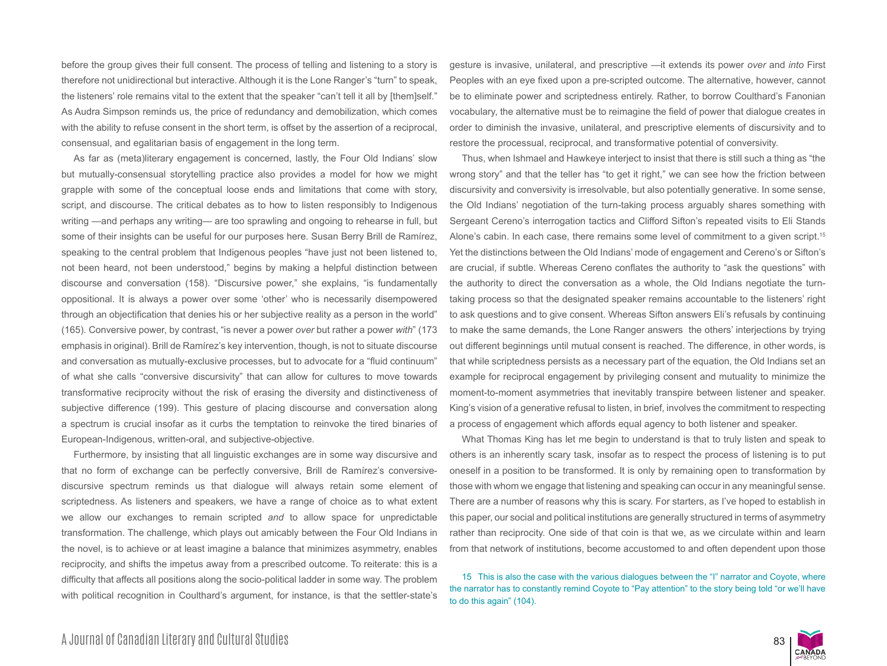before the group gives their full consent. The process of telling and listening to a story is therefore not unidirectional but interactive. Although it is the Lone Ranger's "turn" to speak, the listeners' role remains vital to the extent that the speaker "can't tell it all by [them]self." As Audra Simpson reminds us, the price of redundancy and demobilization, which comes with the ability to refuse consent in the short term, is offset by the assertion of a reciprocal, consensual, and egalitarian basis of engagement in the long term.

As far as (meta)literary engagement is concerned, lastly, the Four Old Indians' slow but mutually-consensual storytelling practice also provides a model for how we might grapple with some of the conceptual loose ends and limitations that come with story, script, and discourse. The critical debates as to how to listen responsibly to Indigenous writing —and perhaps any writing— are too sprawling and ongoing to rehearse in full, but some of their insights can be useful for our purposes here. Susan Berry Brill de Ramírez, speaking to the central problem that Indigenous peoples "have just not been listened to, not been heard, not been understood," begins by making a helpful distinction between discourse and conversation (158). "Discursive power," she explains, "is fundamentally oppositional. It is always a power over some 'other' who is necessarily disempowered through an objectification that denies his or her subjective reality as a person in the world" (165). Conversive power, by contrast, "is never a power *over* but rather a power *with*" (173 emphasis in original). Brill de Ramírez's key intervention, though, is not to situate discourse and conversation as mutually-exclusive processes, but to advocate for a "fluid continuum" of what she calls "conversive discursivity" that can allow for cultures to move towards transformative reciprocity without the risk of erasing the diversity and distinctiveness of subjective difference (199). This gesture of placing discourse and conversation along a spectrum is crucial insofar as it curbs the temptation to reinvoke the tired binaries of European-Indigenous, written-oral, and subjective-objective.

Furthermore, by insisting that all linguistic exchanges are in some way discursive and that no form of exchange can be perfectly conversive, Brill de Ramírez's conversive-discursive spectrum reminds us that dialogue will always retain some element of scriptedness. As listeners and speakers, we have a range of choice as to what extent we allow our exchanges to remain scripted *and* to allow space for unpredictable transformation. The challenge, which plays out amicably between the Four Old Indians in the novel, is to achieve or at least imagine a balance that minimizes asymmetry, enables reciprocity, and shifts the impetus away from a prescribed outcome. To reiterate: this is a difficulty that affects all positions along the socio-political ladder in some way. The problem with political recognition in Coulthard's argument, for instance, is that the settler-state's gesture is invasive, unilateral, and prescriptive —it extends its power *over* and *into* First Peoples with an eye fixed upon a pre-scripted outcome. The alternative, however, cannot be to eliminate power and scriptedness entirely. Rather, to borrow Coulthard's Fanonian vocabulary, the alternative must be to reimagine the field of power that dialogue creates in order to diminish the invasive, unilateral, and prescriptive elements of discursivity and to restore the processual, reciprocal, and transformative potential of conversivity.

Thus, when Ishmael and Hawkeye interject to insist that there is still such a thing as "the wrong story" and that the teller has "to get it right," we can see how the friction between discursivity and conversivity is irresolvable, but also potentially generative. In some sense, the Old Indians' negotiation of the turn-taking process arguably shares something with Sergeant Cereno's interrogation tactics and Clifford Sifton's repeated visits to Eli Stands Alone's cabin. In each case, there remains some level of commitment to a given script.[15] Yet the distinctions between the Old Indians' mode of engagement and Cereno's or Sifton's are crucial, if subtle. Whereas Cereno conflates the authority to "ask the questions" with the authority to direct the conversation as a whole, the Old Indians negotiate the turn-taking process so that the designated speaker remains accountable to the listeners' right to ask questions and to give consent. Whereas Sifton answers Eli's refusals by continuing to make the same demands, the Lone Ranger answers the others' interjections by trying out different beginnings until mutual consent is reached. The difference, in other words, is that while scriptedness persists as a necessary part of the equation, the Old Indians set an example for reciprocal engagement by privileging consent and mutuality to minimize the moment-to-moment asymmetries that inevitably transpire between listener and speaker. King's vision of a generative refusal to listen, in brief, involves the commitment to respecting a process of engagement which affords equal agency to both listener and speaker.

What Thomas King has let me begin to understand is that to truly listen and speak to others is an inherently scary task, insofar as to respect the process of listening is to put oneself in a position to be transformed. It is only by remaining open to transformation by those with whom we engage that listening and speaking can occur in any meaningful sense. There are a number of reasons why this is scary. For starters, as I've hoped to establish in this paper, our social and political institutions are generally structured in terms of asymmetry rather than reciprocity. One side of that coin is that we, as we circulate within and learn from that network of institutions, become accustomed to and often dependent upon those

15 This is also the case with the various dialogues between the "I" narrator and Coyote, where the narrator has to constantly remind Coyote to "Pay attention" to the story being told "or we'll have to do this again" (104).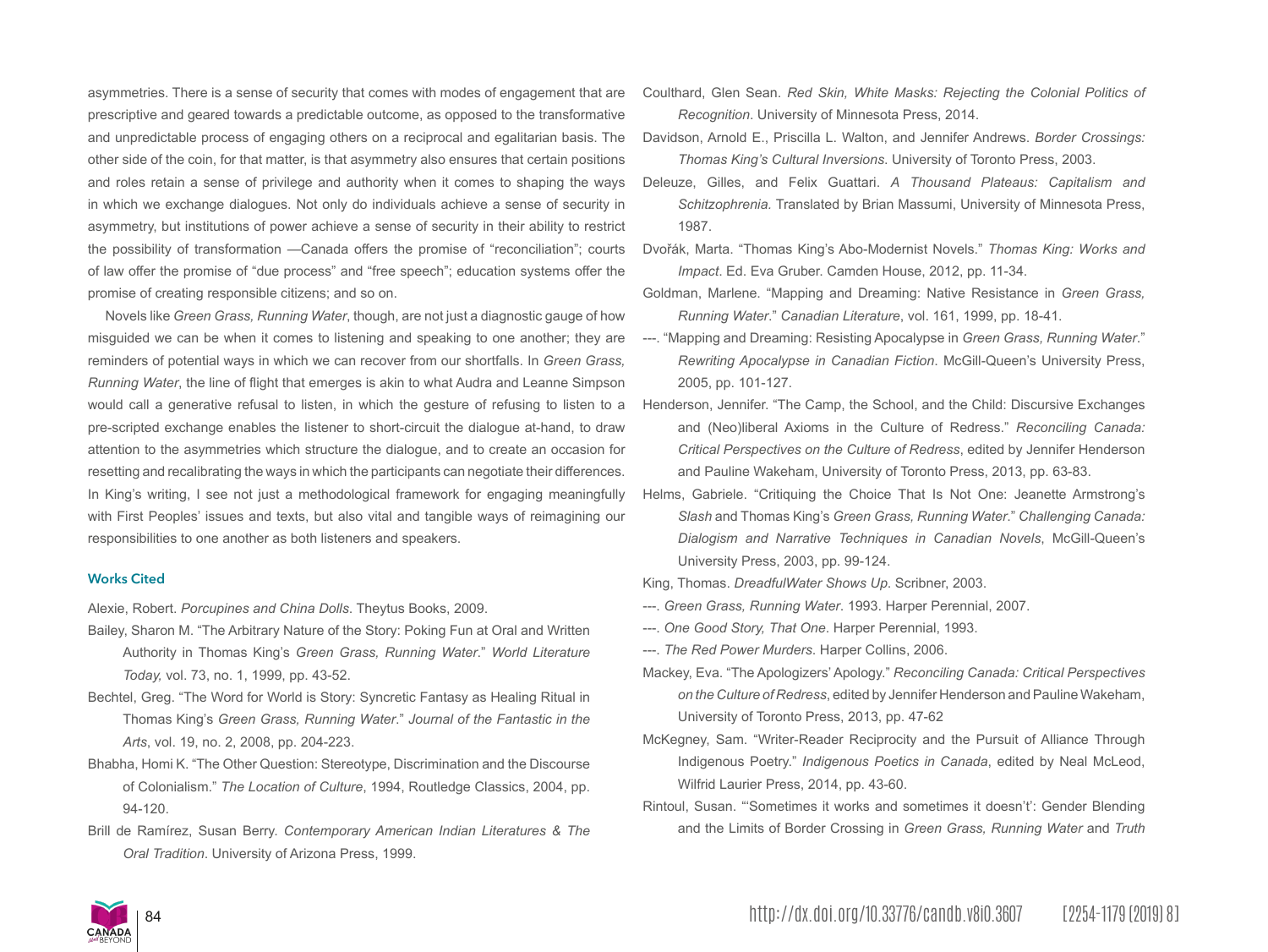asymmetries. There is a sense of security that comes with modes of engagement that are prescriptive and geared towards a predictable outcome, as opposed to the transformative and unpredictable process of engaging others on a reciprocal and egalitarian basis. The other side of the coin, for that matter, is that asymmetry also ensures that certain positions and roles retain a sense of privilege and authority when it comes to shaping the ways in which we exchange dialogues. Not only do individuals achieve a sense of security in asymmetry, but institutions of power achieve a sense of security in their ability to restrict the possibility of transformation —Canada offers the promise of "reconciliation"; courts of law offer the promise of "due process" and "free speech"; education systems offer the promise of creating responsible citizens; and so on.

Novels like *Green Grass, Running Water*, though, are not just a diagnostic gauge of how misguided we can be when it comes to listening and speaking to one another; they are reminders of potential ways in which we can recover from our shortfalls. In *Green Grass, Running Water*, the line of flight that emerges is akin to what Audra and Leanne Simpson would call a generative refusal to listen, in which the gesture of refusing to listen to a pre-scripted exchange enables the listener to short-circuit the dialogue at-hand, to draw attention to the asymmetries which structure the dialogue, and to create an occasion for resetting and recalibrating the ways in which the participants can negotiate their differences. In King's writing, I see not just a methodological framework for engaging meaningfully with First Peoples' issues and texts, but also vital and tangible ways of reimagining our responsibilities to one another as both listeners and speakers.

### Works Cited

Alexie, Robert. *Porcupines and China Dolls*. Theytus Books, 2009.

Bailey, Sharon M. "The Arbitrary Nature of the Story: Poking Fun at Oral and Written Authority in Thomas King's *Green Grass, Running Water*." *World Literature Today,* vol. 73, no. 1, 1999, pp. 43-52.

Bechtel, Greg. "The Word for World is Story: Syncretic Fantasy as Healing Ritual in Thomas King's *Green Grass, Running Water*." *Journal of the Fantastic in the Arts*, vol. 19, no. 2, 2008, pp. 204-223.

Bhabha, Homi K. "The Other Question: Stereotype, Discrimination and the Discourse of Colonialism." *The Location of Culture*, 1994, Routledge Classics, 2004, pp. 94-120.

Brill de Ramírez, Susan Berry. *Contemporary American Indian Literatures & The Oral Tradition*. University of Arizona Press, 1999.

Coulthard, Glen Sean. *Red Skin, White Masks: Rejecting the Colonial Politics of Recognition*. University of Minnesota Press, 2014.

Davidson, Arnold E., Priscilla L. Walton, and Jennifer Andrews. *Border Crossings: Thomas King's Cultural Inversions*. University of Toronto Press, 2003.

Deleuze, Gilles, and Felix Guattari. *A Thousand Plateaus: Capitalism and Schitzophrenia.* Translated by Brian Massumi, University of Minnesota Press, 1987.

Dvořák, Marta. "Thomas King's Abo-Modernist Novels." *Thomas King: Works and Impact*. Ed. Eva Gruber. Camden House, 2012, pp. 11-34.

Goldman, Marlene. "Mapping and Dreaming: Native Resistance in *Green Grass, Running Water*." *Canadian Literature*, vol. 161, 1999, pp. 18-41.

---. "Mapping and Dreaming: Resisting Apocalypse in *Green Grass, Running Water*." *Rewriting Apocalypse in Canadian Fiction*. McGill-Queen's University Press, 2005, pp. 101-127.

Henderson, Jennifer. "The Camp, the School, and the Child: Discursive Exchanges and (Neo)liberal Axioms in the Culture of Redress." *Reconciling Canada: Critical Perspectives on the Culture of Redress*, edited by Jennifer Henderson and Pauline Wakeham, University of Toronto Press, 2013, pp. 63-83.

Helms, Gabriele. "Critiquing the Choice That Is Not One: Jeanette Armstrong's *Slash* and Thomas King's *Green Grass, Running Water*." *Challenging Canada: Dialogism and Narrative Techniques in Canadian Novels*, McGill-Queen's University Press, 2003, pp. 99-124.

King, Thomas. *DreadfulWater Shows Up*. Scribner, 2003.

---. *Green Grass, Running Water*. 1993. Harper Perennial, 2007.

---. *One Good Story, That One*. Harper Perennial, 1993.

---. *The Red Power Murders*. Harper Collins, 2006.

Mackey, Eva. "The Apologizers' Apology." *Reconciling Canada: Critical Perspectives on the Culture of Redress*, edited by Jennifer Henderson and Pauline Wakeham, University of Toronto Press, 2013, pp. 47-62

McKegney, Sam. "Writer-Reader Reciprocity and the Pursuit of Alliance Through Indigenous Poetry." *Indigenous Poetics in Canada*, edited by Neal McLeod, Wilfrid Laurier Press, 2014, pp. 43-60.

Rintoul, Susan. "'Sometimes it works and sometimes it doesn't': Gender Blending and the Limits of Border Crossing in *Green Grass, Running Water* and *Truth*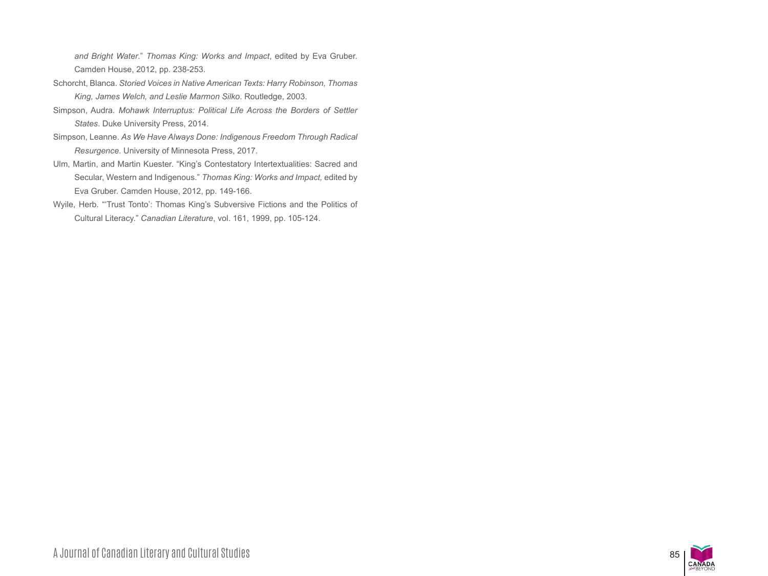*and Bright Water*." *Thomas King: Works and Impact*, edited by Eva Gruber. Camden House, 2012, pp. 238-253.

Schorcht, Blanca. *Storied Voices in Native American Texts: Harry Robinson, Thomas King, James Welch, and Leslie Marmon Silko*. Routledge, 2003.

Simpson, Audra. *Mohawk Interruptus: Political Life Across the Borders of Settler States*. Duke University Press, 2014.

Simpson, Leanne. *As We Have Always Done: Indigenous Freedom Through Radical Resurgence*. University of Minnesota Press, 2017.

Ulm, Martin, and Martin Kuester. "King's Contestatory Intertextualities: Sacred and Secular, Western and Indigenous." *Thomas King: Works and Impact,* edited by Eva Gruber. Camden House, 2012, pp. 149-166.

Wyile, Herb. "'Trust Tonto': Thomas King's Subversive Fictions and the Politics of Cultural Literacy." *Canadian Literature*, vol. 161, 1999, pp. 105-124.